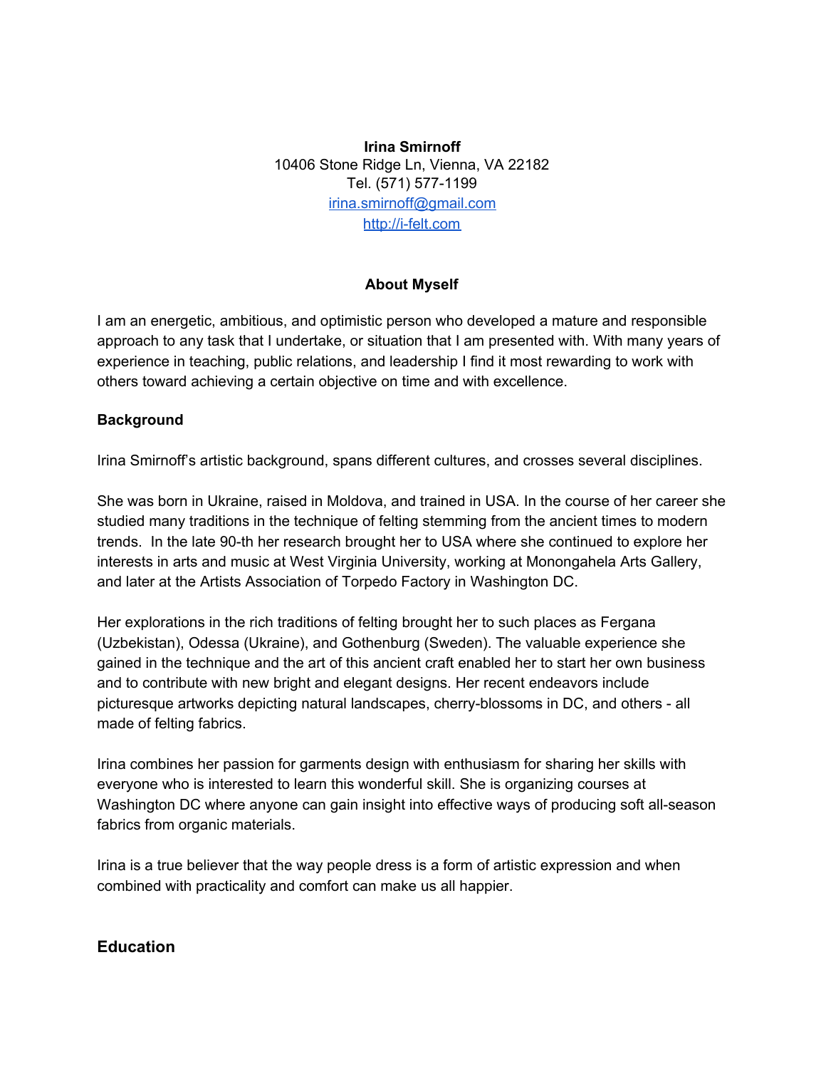**Irina Smirnoff**
10406 Stone Ridge Ln, Vienna, VA 22182
Tel. (571) 577-1199
irina.smirnoff@gmail.com
http://i-felt.com

## About Myself

I am an energetic, ambitious, and optimistic person who developed a mature and responsible approach to any task that I undertake, or situation that I am presented with. With many years of experience in teaching, public relations, and leadership I find it most rewarding to work with others toward achieving a certain objective on time and with excellence.

### Background

Irina Smirnoff's artistic background, spans different cultures, and crosses several disciplines.

She was born in Ukraine, raised in Moldova, and trained in USA. In the course of her career she studied many traditions in the technique of felting stemming from the ancient times to modern trends. In the late 90-th her research brought her to USA where she continued to explore her interests in arts and music at West Virginia University, working at Monongahela Arts Gallery, and later at the Artists Association of Torpedo Factory in Washington DC.

Her explorations in the rich traditions of felting brought her to such places as Fergana (Uzbekistan), Odessa (Ukraine), and Gothenburg (Sweden). The valuable experience she gained in the technique and the art of this ancient craft enabled her to start her own business and to contribute with new bright and elegant designs. Her recent endeavors include picturesque artworks depicting natural landscapes, cherry-blossoms in DC, and others - all made of felting fabrics.

Irina combines her passion for garments design with enthusiasm for sharing her skills with everyone who is interested to learn this wonderful skill. She is organizing courses at Washington DC where anyone can gain insight into effective ways of producing soft all-season fabrics from organic materials.

Irina is a true believer that the way people dress is a form of artistic expression and when combined with practicality and comfort can make us all happier.

## Education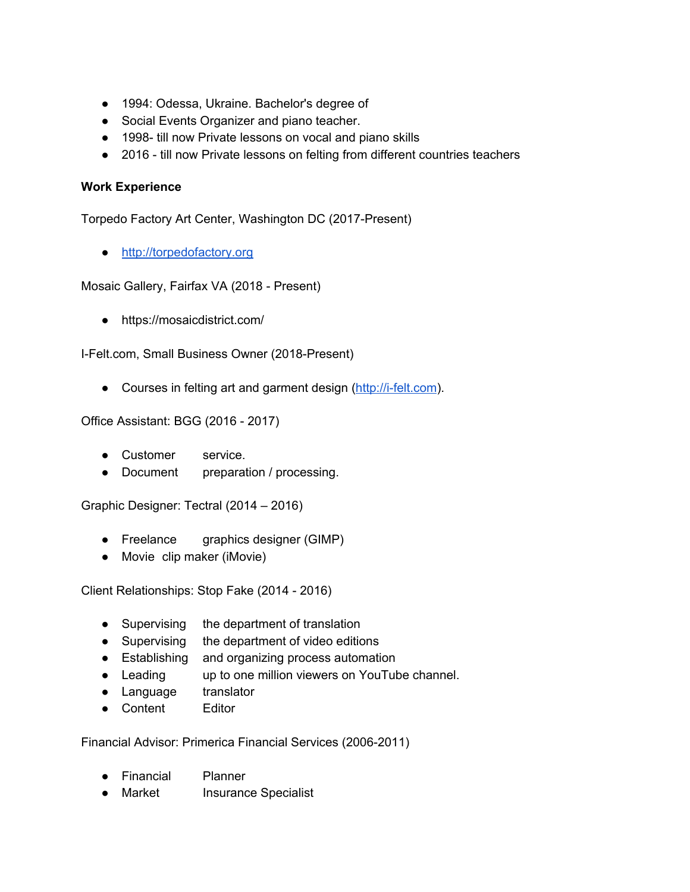- 1994: Odessa, Ukraine. Bachelor's degree of
- Social Events Organizer and piano teacher.
- 1998- till now Private lessons on vocal and piano skills
- 2016 - till now Private lessons on felting from different countries teachers

**Work Experience**

Torpedo Factory Art Center, Washington DC (2017-Present)

- [http://torpedofactory.org](http://torpedofactory.org)

Mosaic Gallery, Fairfax VA (2018 - Present)

- https://mosaicdistrict.com/

I-Felt.com, Small Business Owner (2018-Present)

- Courses in felting art and garment design ([http://i-felt.com](http://i-felt.com)).

Office Assistant: BGG (2016 - 2017)

- Customer service.
- Document preparation / processing.

Graphic Designer: Tectral (2014 – 2016)

- Freelance graphics designer (GIMP)
- Movie clip maker (iMovie)

Client Relationships: Stop Fake (2014 - 2016)

- Supervising the department of translation
- Supervising the department of video editions
- Establishing and organizing process automation
- Leading up to one million viewers on YouTube channel.
- Language translator
- Content Editor

Financial Advisor: Primerica Financial Services (2006-2011)

- Financial Planner
- Market Insurance Specialist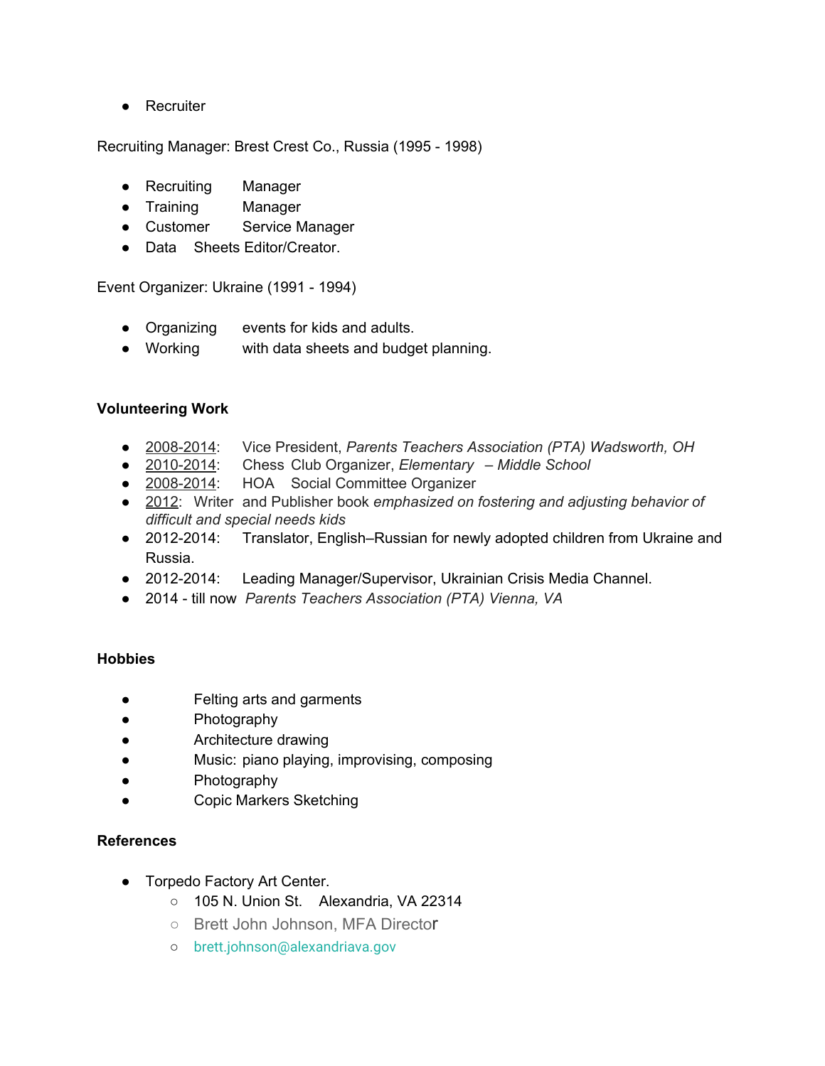- Recruiter

Recruiting Manager: Brest Crest Co., Russia (1995 - 1998)

- Recruiting Manager
- Training Manager
- Customer Service Manager
- Data Sheets Editor/Creator.

Event Organizer: Ukraine (1991 - 1994)

- Organizing events for kids and adults.
- Working with data sheets and budget planning.

**Volunteering Work**

- 2008-2014: Vice President, *Parents Teachers Association (PTA) Wadsworth, OH*
- 2010-2014: Chess Club Organizer, *Elementary – Middle School*
- 2008-2014: HOA Social Committee Organizer
- 2012: Writer and Publisher book *emphasized on fostering and adjusting behavior of difficult and special needs kids*
- 2012-2014: Translator, English–Russian for newly adopted children from Ukraine and Russia.
- 2012-2014: Leading Manager/Supervisor, Ukrainian Crisis Media Channel.
- 2014 - till now *Parents Teachers Association (PTA) Vienna, VA*

**Hobbies**

- Felting arts and garments
- Photography
- Architecture drawing
- Music: piano playing, improvising, composing
- Photography
- Copic Markers Sketching

**References**

- Torpedo Factory Art Center.
  - 105 N. Union St. Alexandria, VA 22314
  - Brett John Johnson, MFA Director
  - brett.johnson@alexandriava.gov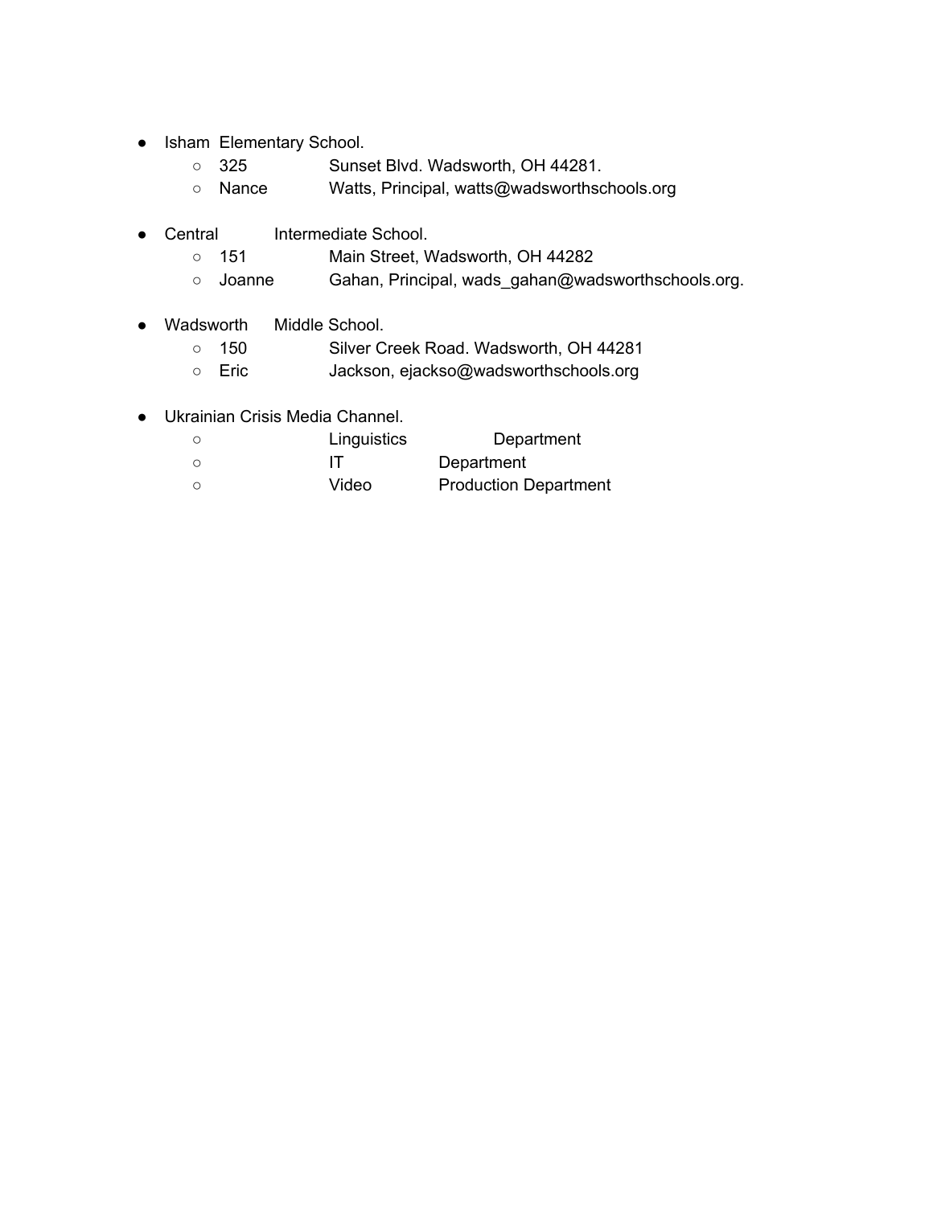- Isham Elementary School.
  - 325 Sunset Blvd. Wadsworth, OH 44281.
  - Nance Watts, Principal, watts@wadsworthschools.org

- Central Intermediate School.
  - 151 Main Street, Wadsworth, OH 44282
  - Joanne Gahan, Principal, wads_gahan@wadsworthschools.org.

- Wadsworth Middle School.
  - 150 Silver Creek Road. Wadsworth, OH 44281
  - Eric Jackson, ejackso@wadsworthschools.org

- Ukrainian Crisis Media Channel.
  - Linguistics Department
  - IT Department
  - Video Production Department